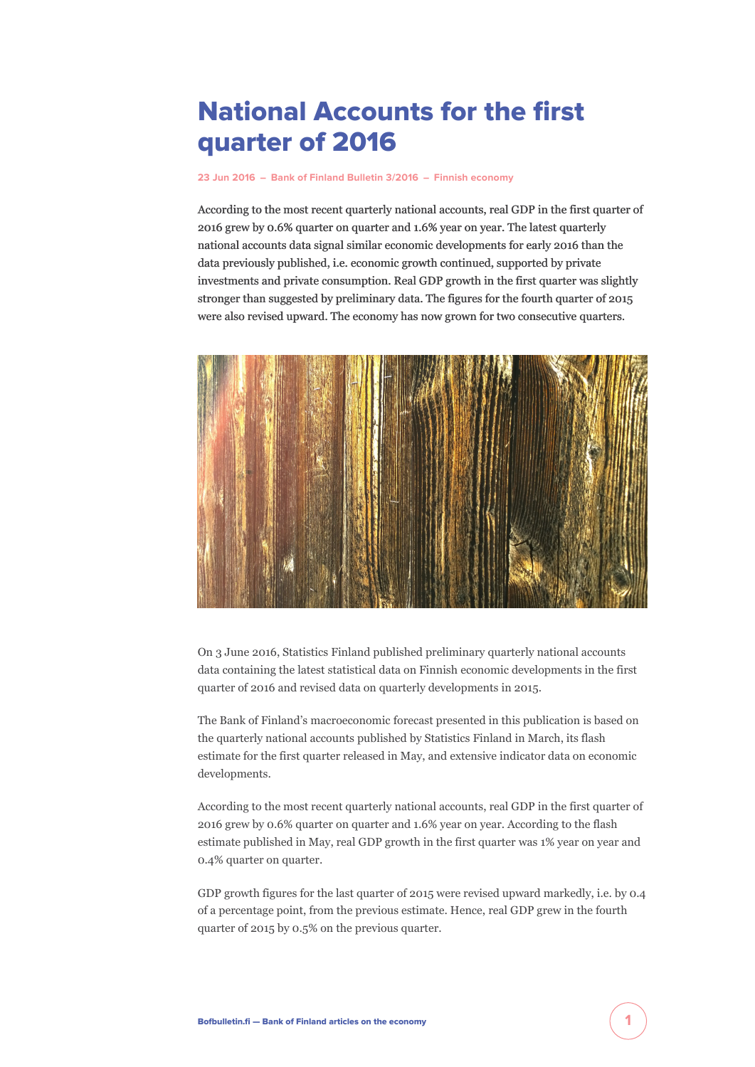# National Accounts for the first quarter of 2016

23 Jun 2016 – Bank of Finland Bulletin 3/2016 – Finnish economy

**According to the most recent quarterly national accounts, real GDP in the first quarter of 2016 grew by 0.6% quarter on quarter and 1.6% year on year. The latest quarterly national accounts data signal similar economic developments for early 2016 than the data previously published, i.e. economic growth continued, supported by private investments and private consumption. Real GDP growth in the first quarter was slightly stronger than suggested by preliminary data. The figures for the fourth quarter of 2015 were also revised upward. The economy has now grown for two consecutive quarters.**

On 3 June 2016, Statistics Finland published preliminary quarterly national accounts data containing the latest statistical data on Finnish economic developments in the first quarter of 2016 and revised data on quarterly developments in 2015.

The Bank of Finland's macroeconomic forecast presented in this publication is based on the quarterly national accounts published by Statistics Finland in March, its flash estimate for the first quarter released in May, and extensive indicator data on economic developments.

According to the most recent quarterly national accounts, real GDP in the first quarter of 2016 grew by 0.6% quarter on quarter and 1.6% year on year. According to the flash estimate published in May, real GDP growth in the first quarter was 1% year on year and 0.4% quarter on quarter.

GDP growth figures for the last quarter of 2015 were revised upward markedly, i.e. by 0.4 of a percentage point, from the previous estimate. Hence, real GDP grew in the fourth quarter of 2015 by 0.5% on the previous quarter.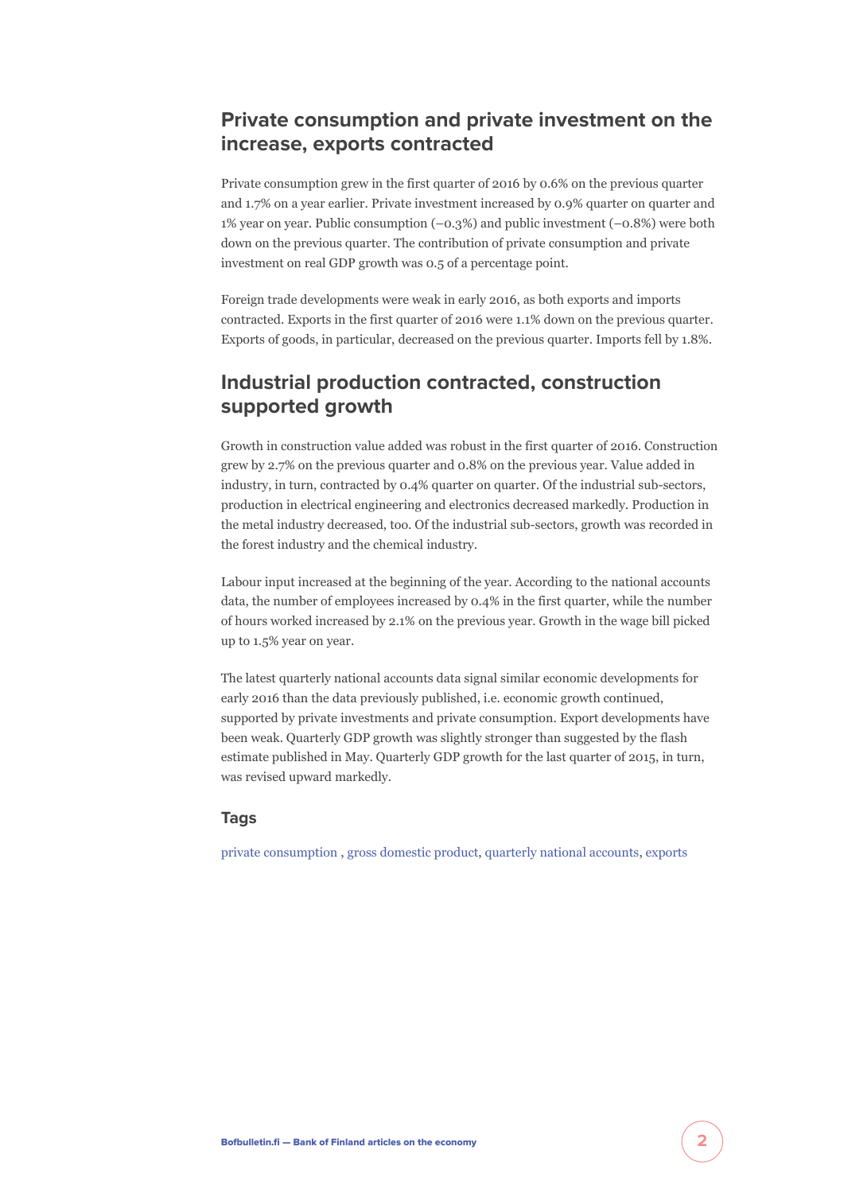## Private consumption and private investment on the increase, exports contracted

Private consumption grew in the first quarter of 2016 by 0.6% on the previous quarter and 1.7% on a year earlier. Private investment increased by 0.9% quarter on quarter and 1% year on year. Public consumption (–0.3%) and public investment (–0.8%) were both down on the previous quarter. The contribution of private consumption and private investment on real GDP growth was 0.5 of a percentage point.

Foreign trade developments were weak in early 2016, as both exports and imports contracted. Exports in the first quarter of 2016 were 1.1% down on the previous quarter. Exports of goods, in particular, decreased on the previous quarter. Imports fell by 1.8%.

## Industrial production contracted, construction supported growth

Growth in construction value added was robust in the first quarter of 2016. Construction grew by 2.7% on the previous quarter and 0.8% on the previous year. Value added in industry, in turn, contracted by 0.4% quarter on quarter. Of the industrial sub-sectors, production in electrical engineering and electronics decreased markedly. Production in the metal industry decreased, too. Of the industrial sub-sectors, growth was recorded in the forest industry and the chemical industry.

Labour input increased at the beginning of the year. According to the national accounts data, the number of employees increased by 0.4% in the first quarter, while the number of hours worked increased by 2.1% on the previous year. Growth in the wage bill picked up to 1.5% year on year.

The latest quarterly national accounts data signal similar economic developments for early 2016 than the data previously published, i.e. economic growth continued, supported by private investments and private consumption. Export developments have been weak. Quarterly GDP growth was slightly stronger than suggested by the flash estimate published in May. Quarterly GDP growth for the last quarter of 2015, in turn, was revised upward markedly.

### Tags

private consumption , gross domestic product, quarterly national accounts, exports